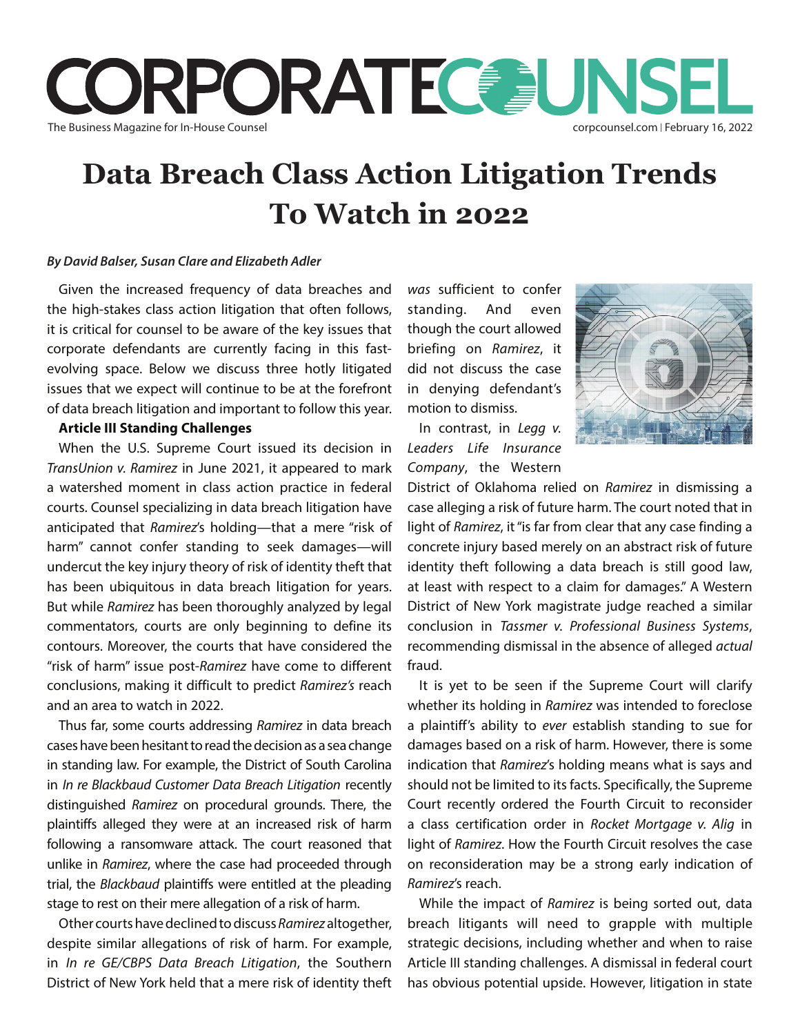# Data Breach Class Action Litigation Trends To Watch in 2022

***By David Balser, Susan Clare and Elizabeth Adler***

Given the increased frequency of data breaches and the high-stakes class action litigation that often follows, it is critical for counsel to be aware of the key issues that corporate defendants are currently facing in this fast-evolving space. Below we discuss three hotly litigated issues that we expect will continue to be at the forefront of data breach litigation and important to follow this year.

**Article III Standing Challenges**

When the U.S. Supreme Court issued its decision in *TransUnion v. Ramirez* in June 2021, it appeared to mark a watershed moment in class action practice in federal courts. Counsel specializing in data breach litigation have anticipated that *Ramirez*'s holding—that a mere "risk of harm" cannot confer standing to seek damages—will undercut the key injury theory of risk of identity theft that has been ubiquitous in data breach litigation for years. But while *Ramirez* has been thoroughly analyzed by legal commentators, courts are only beginning to define its contours. Moreover, the courts that have considered the "risk of harm" issue post-*Ramirez* have come to different conclusions, making it difficult to predict *Ramirez's* reach and an area to watch in 2022.

Thus far, some courts addressing *Ramirez* in data breach cases have been hesitant to read the decision as a sea change in standing law. For example, the District of South Carolina in *In re Blackbaud Customer Data Breach Litigation* recently distinguished *Ramirez* on procedural grounds. There, the plaintiffs alleged they were at an increased risk of harm following a ransomware attack. The court reasoned that unlike in *Ramirez*, where the case had proceeded through trial, the *Blackbaud* plaintiffs were entitled at the pleading stage to rest on their mere allegation of a risk of harm.

Other courts have declined to discuss *Ramirez* altogether, despite similar allegations of risk of harm. For example, in *In re GE/CBPS Data Breach Litigation*, the Southern District of New York held that a mere risk of identity theft *was* sufficient to confer standing. And even though the court allowed briefing on *Ramirez*, it did not discuss the case in denying defendant's motion to dismiss.

In contrast, in *Legg v. Leaders Life Insurance Company*, the Western District of Oklahoma relied on *Ramirez* in dismissing a case alleging a risk of future harm. The court noted that in light of *Ramirez*, it "is far from clear that any case finding a concrete injury based merely on an abstract risk of future identity theft following a data breach is still good law, at least with respect to a claim for damages." A Western District of New York magistrate judge reached a similar conclusion in *Tassmer v. Professional Business Systems*, recommending dismissal in the absence of alleged *actual* fraud.

It is yet to be seen if the Supreme Court will clarify whether its holding in *Ramirez* was intended to foreclose a plaintiff's ability to *ever* establish standing to sue for damages based on a risk of harm. However, there is some indication that *Ramirez*'s holding means what is says and should not be limited to its facts. Specifically, the Supreme Court recently ordered the Fourth Circuit to reconsider a class certification order in *Rocket Mortgage v. Alig* in light of *Ramirez*. How the Fourth Circuit resolves the case on reconsideration may be a strong early indication of *Ramirez*'s reach.

While the impact of *Ramirez* is being sorted out, data breach litigants will need to grapple with multiple strategic decisions, including whether and when to raise Article III standing challenges. A dismissal in federal court has obvious potential upside. However, litigation in state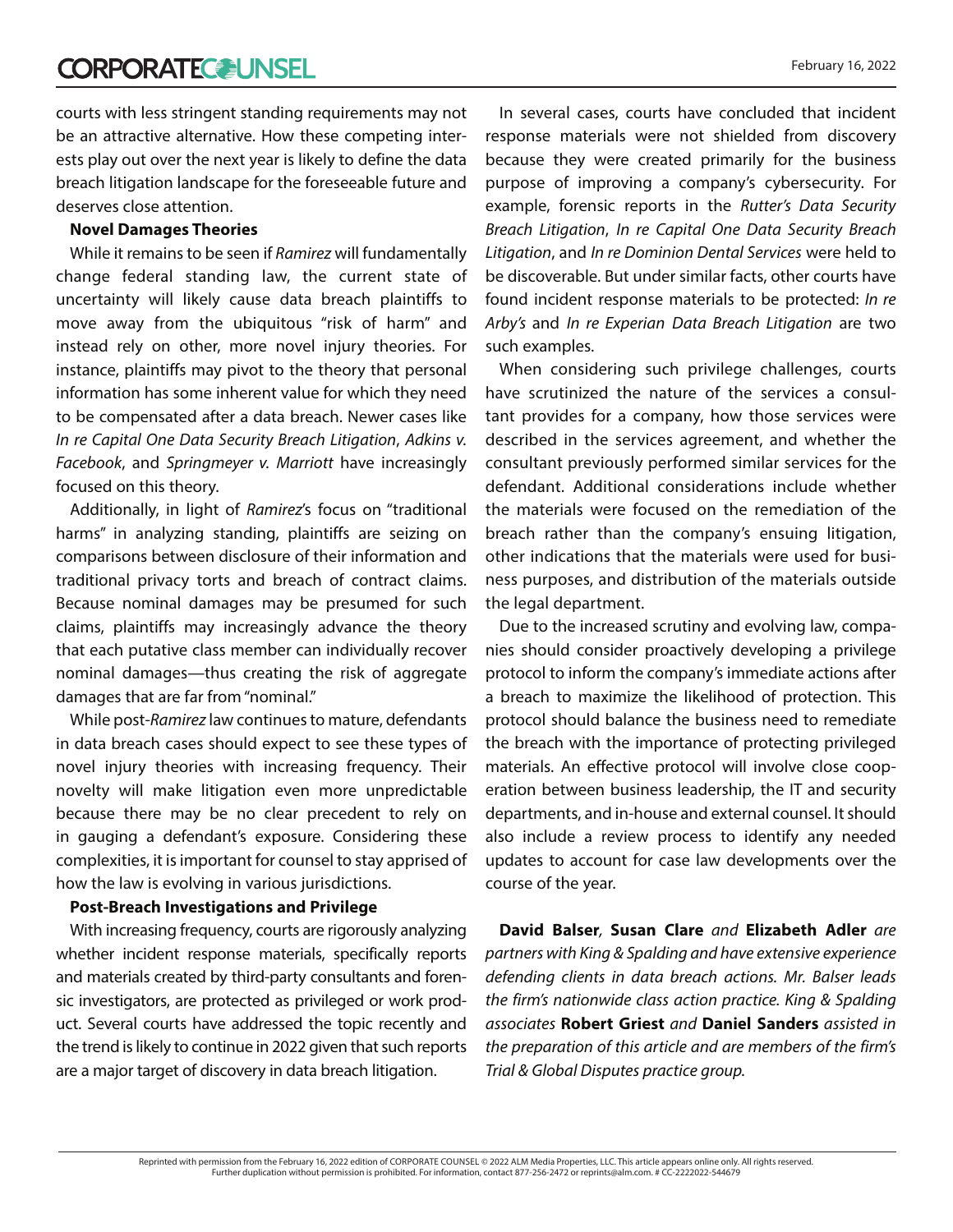courts with less stringent standing requirements may not be an attractive alternative. How these competing interests play out over the next year is likely to define the data breach litigation landscape for the foreseeable future and deserves close attention.

**Novel Damages Theories**

While it remains to be seen if *Ramirez* will fundamentally change federal standing law, the current state of uncertainty will likely cause data breach plaintiffs to move away from the ubiquitous "risk of harm" and instead rely on other, more novel injury theories. For instance, plaintiffs may pivot to the theory that personal information has some inherent value for which they need to be compensated after a data breach. Newer cases like *In re Capital One Data Security Breach Litigation*, *Adkins v. Facebook*, and *Springmeyer v. Marriott* have increasingly focused on this theory.

Additionally, in light of *Ramirez*'s focus on "traditional harms" in analyzing standing, plaintiffs are seizing on comparisons between disclosure of their information and traditional privacy torts and breach of contract claims. Because nominal damages may be presumed for such claims, plaintiffs may increasingly advance the theory that each putative class member can individually recover nominal damages—thus creating the risk of aggregate damages that are far from "nominal."

While post-*Ramirez* law continues to mature, defendants in data breach cases should expect to see these types of novel injury theories with increasing frequency. Their novelty will make litigation even more unpredictable because there may be no clear precedent to rely on in gauging a defendant's exposure. Considering these complexities, it is important for counsel to stay apprised of how the law is evolving in various jurisdictions.

**Post-Breach Investigations and Privilege**

With increasing frequency, courts are rigorously analyzing whether incident response materials, specifically reports and materials created by third-party consultants and forensic investigators, are protected as privileged or work product. Several courts have addressed the topic recently and the trend is likely to continue in 2022 given that such reports are a major target of discovery in data breach litigation.

In several cases, courts have concluded that incident response materials were not shielded from discovery because they were created primarily for the business purpose of improving a company's cybersecurity. For example, forensic reports in the *Rutter's Data Security Breach Litigation*, *In re Capital One Data Security Breach Litigation*, and *In re Dominion Dental Services* were held to be discoverable. But under similar facts, other courts have found incident response materials to be protected: *In re Arby's* and *In re Experian Data Breach Litigation* are two such examples.

When considering such privilege challenges, courts have scrutinized the nature of the services a consultant provides for a company, how those services were described in the services agreement, and whether the consultant previously performed similar services for the defendant. Additional considerations include whether the materials were focused on the remediation of the breach rather than the company's ensuing litigation, other indications that the materials were used for business purposes, and distribution of the materials outside the legal department.

Due to the increased scrutiny and evolving law, companies should consider proactively developing a privilege protocol to inform the company's immediate actions after a breach to maximize the likelihood of protection. This protocol should balance the business need to remediate the breach with the importance of protecting privileged materials. An effective protocol will involve close cooperation between business leadership, the IT and security departments, and in-house and external counsel. It should also include a review process to identify any needed updates to account for case law developments over the course of the year.

**David Balser**, **Susan Clare** *and* **Elizabeth Adler** *are partners with King & Spalding and have extensive experience defending clients in data breach actions. Mr. Balser leads the firm's nationwide class action practice. King & Spalding associates* **Robert Griest** *and* **Daniel Sanders** *assisted in the preparation of this article and are members of the firm's Trial & Global Disputes practice group.*

Reprinted with permission from the February 16, 2022 edition of CORPORATE COUNSEL © 2022 ALM Media Properties, LLC. This article appears online only. All rights reserved. Further duplication without permission is prohibited. For information, contact 877-256-2472 or reprints@alm.com. # CC-2222022-544679